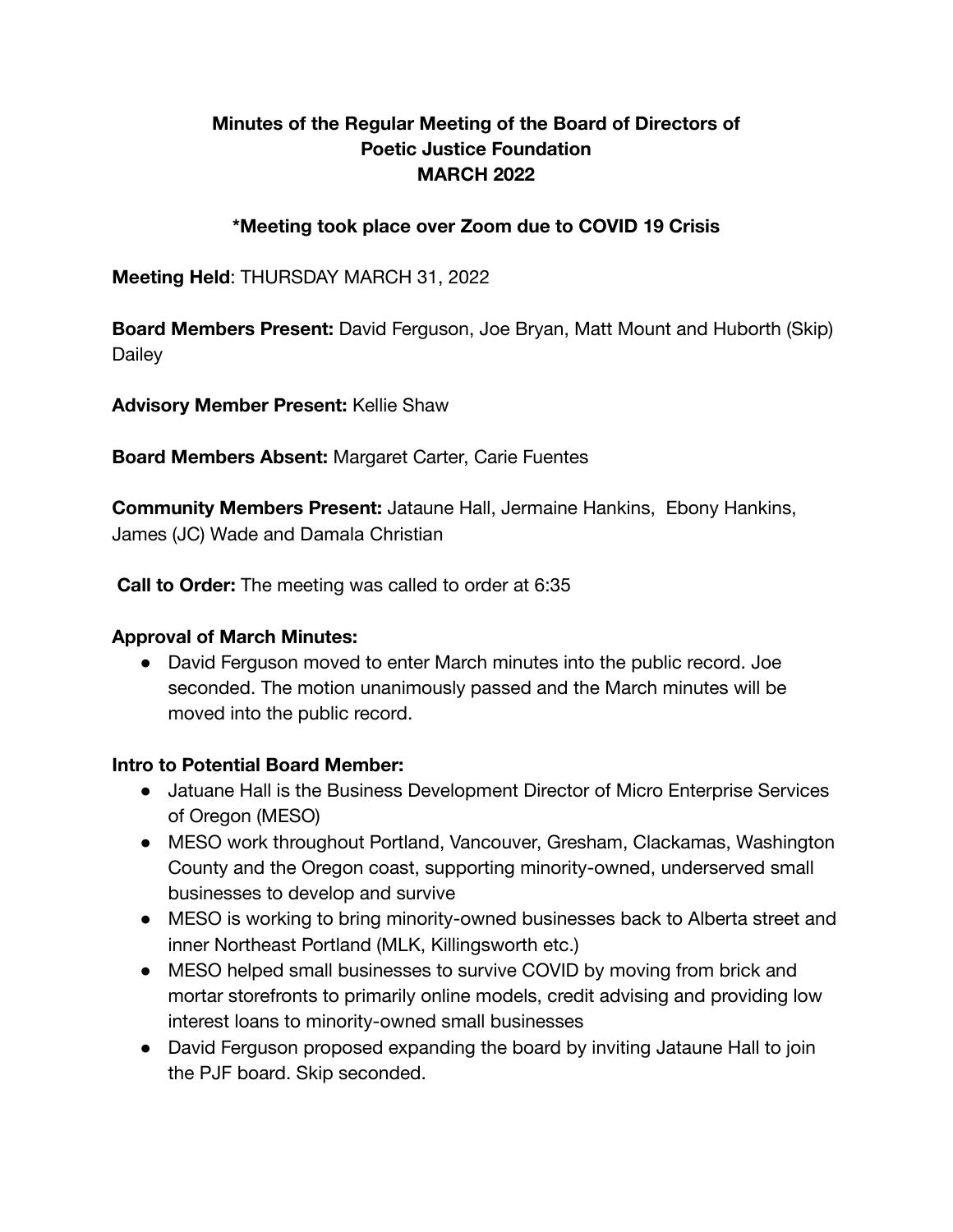**Minutes of the Regular Meeting of the Board of Directors of Poetic Justice Foundation MARCH 2022**

***Meeting took place over Zoom due to COVID 19 Crisis**

**Meeting Held**: THURSDAY MARCH 31, 2022

**Board Members Present:** David Ferguson, Joe Bryan, Matt Mount and Huborth (Skip) Dailey

**Advisory Member Present:** Kellie Shaw

**Board Members Absent:** Margaret Carter, Carie Fuentes

**Community Members Present:** Jataune Hall, Jermaine Hankins, Ebony Hankins, James (JC) Wade and Damala Christian

**Call to Order:** The meeting was called to order at 6:35

**Approval of March Minutes:**

- David Ferguson moved to enter March minutes into the public record. Joe seconded. The motion unanimously passed and the March minutes will be moved into the public record.

**Intro to Potential Board Member:**

- Jatuane Hall is the Business Development Director of Micro Enterprise Services of Oregon (MESO)
- MESO work throughout Portland, Vancouver, Gresham, Clackamas, Washington County and the Oregon coast, supporting minority-owned, underserved small businesses to develop and survive
- MESO is working to bring minority-owned businesses back to Alberta street and inner Northeast Portland (MLK, Killingsworth etc.)
- MESO helped small businesses to survive COVID by moving from brick and mortar storefronts to primarily online models, credit advising and providing low interest loans to minority-owned small businesses
- David Ferguson proposed expanding the board by inviting Jataune Hall to join the PJF board. Skip seconded.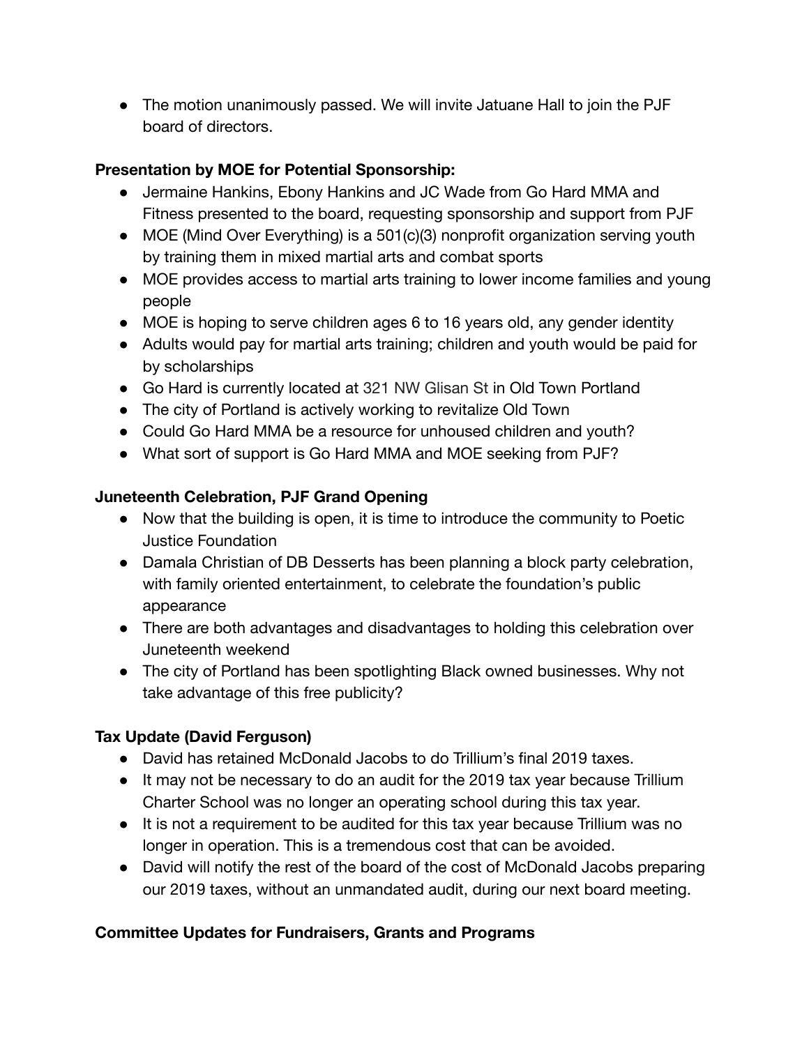- The motion unanimously passed. We will invite Jatuane Hall to join the PJF board of directors.

**Presentation by MOE for Potential Sponsorship:**

- Jermaine Hankins, Ebony Hankins and JC Wade from Go Hard MMA and Fitness presented to the board, requesting sponsorship and support from PJF
- MOE (Mind Over Everything) is a 501(c)(3) nonprofit organization serving youth by training them in mixed martial arts and combat sports
- MOE provides access to martial arts training to lower income families and young people
- MOE is hoping to serve children ages 6 to 16 years old, any gender identity
- Adults would pay for martial arts training; children and youth would be paid for by scholarships
- Go Hard is currently located at 321 NW Glisan St in Old Town Portland
- The city of Portland is actively working to revitalize Old Town
- Could Go Hard MMA be a resource for unhoused children and youth?
- What sort of support is Go Hard MMA and MOE seeking from PJF?

**Juneteenth Celebration, PJF Grand Opening**

- Now that the building is open, it is time to introduce the community to Poetic Justice Foundation
- Damala Christian of DB Desserts has been planning a block party celebration, with family oriented entertainment, to celebrate the foundation's public appearance
- There are both advantages and disadvantages to holding this celebration over Juneteenth weekend
- The city of Portland has been spotlighting Black owned businesses. Why not take advantage of this free publicity?

**Tax Update (David Ferguson)**

- David has retained McDonald Jacobs to do Trillium's final 2019 taxes.
- It may not be necessary to do an audit for the 2019 tax year because Trillium Charter School was no longer an operating school during this tax year.
- It is not a requirement to be audited for this tax year because Trillium was no longer in operation. This is a tremendous cost that can be avoided.
- David will notify the rest of the board of the cost of McDonald Jacobs preparing our 2019 taxes, without an unmandated audit, during our next board meeting.

**Committee Updates for Fundraisers, Grants and Programs**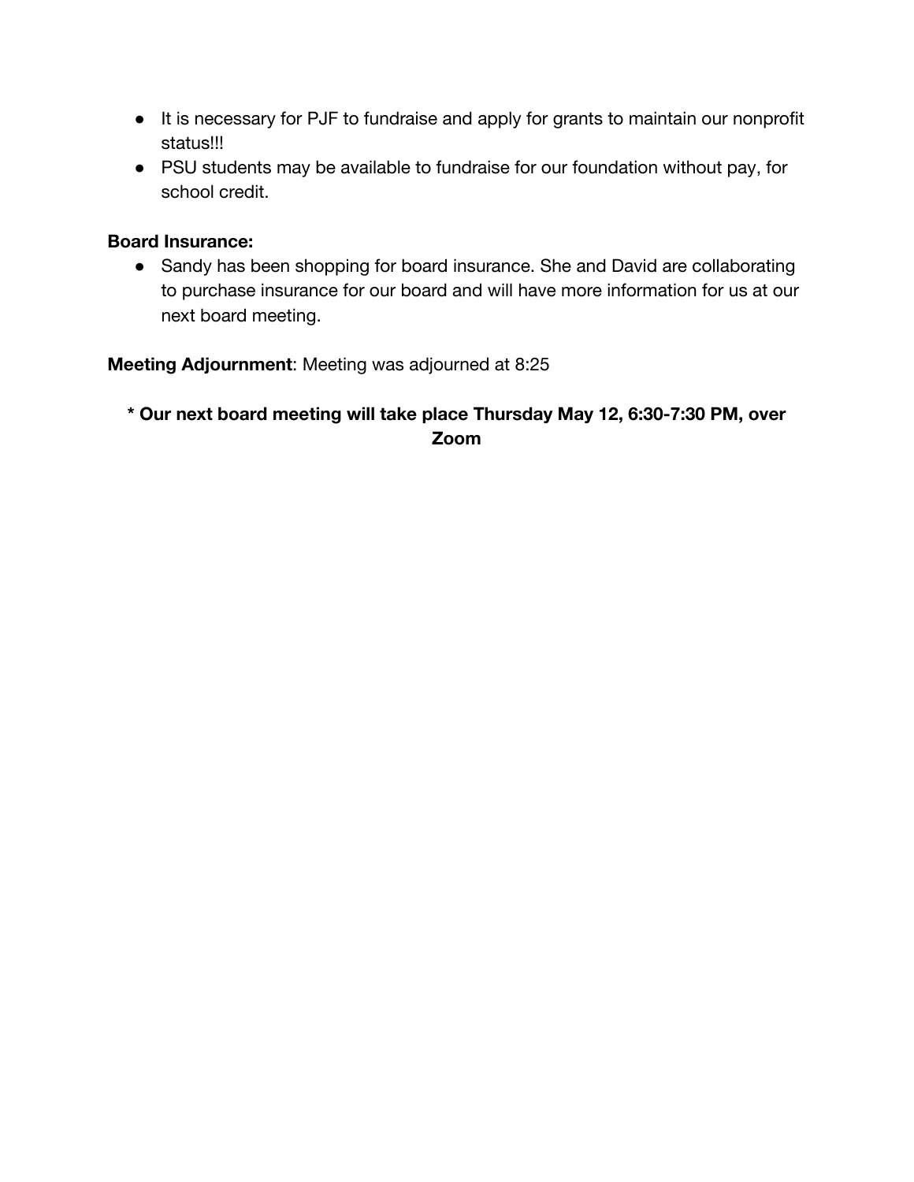- It is necessary for PJF to fundraise and apply for grants to maintain our nonprofit status!!!
- PSU students may be available to fundraise for our foundation without pay, for school credit.

**Board Insurance:**

- Sandy has been shopping for board insurance. She and David are collaborating to purchase insurance for our board and will have more information for us at our next board meeting.

**Meeting Adjournment**: Meeting was adjourned at 8:25

**\* Our next board meeting will take place Thursday May 12, 6:30-7:30 PM, over Zoom**